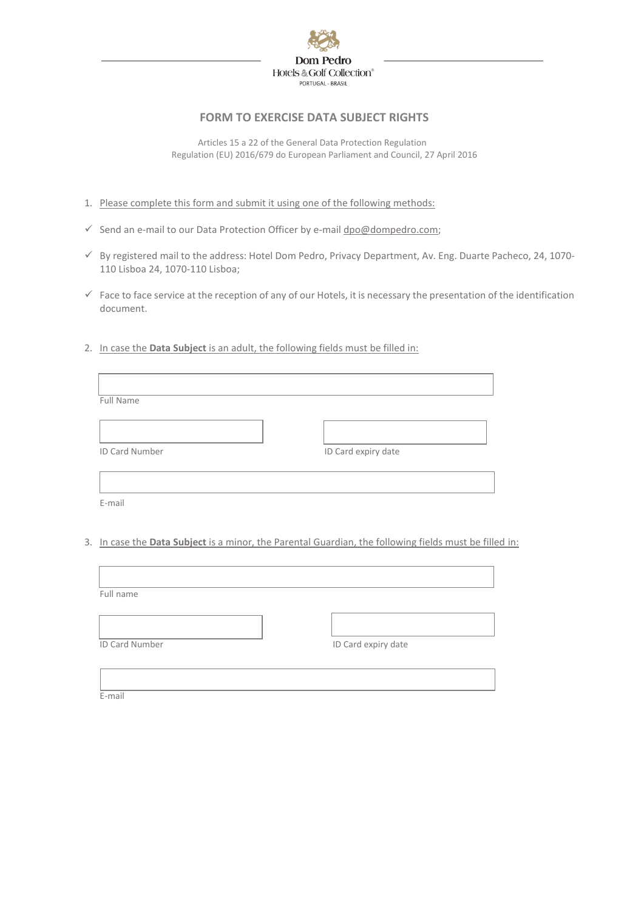Dom Pedro
Hotels & Golf Collection®
PORTUGAL - BRASIL

# FORM TO EXERCISE DATA SUBJECT RIGHTS

Articles 15 a 22 of the General Data Protection Regulation
Regulation (EU) 2016/679 do European Parliament and Council, 27 April 2016

1. Please complete this form and submit it using one of the following methods:

- ✓ Send an e-mail to our Data Protection Officer by e-mail dpo@dompedro.com;
- ✓ By registered mail to the address: Hotel Dom Pedro, Privacy Department, Av. Eng. Duarte Pacheco, 24, 1070-110 Lisboa 24, 1070-110 Lisboa;
- ✓ Face to face service at the reception of any of our Hotels, it is necessary the presentation of the identification document.

2. In case the **Data Subject** is an adult, the following fields must be filled in:

Full Name

ID Card Number

ID Card expiry date

E-mail

3. In case the **Data Subject** is a minor, the Parental Guardian, the following fields must be filled in:

Full name

ID Card Number

ID Card expiry date

E-mail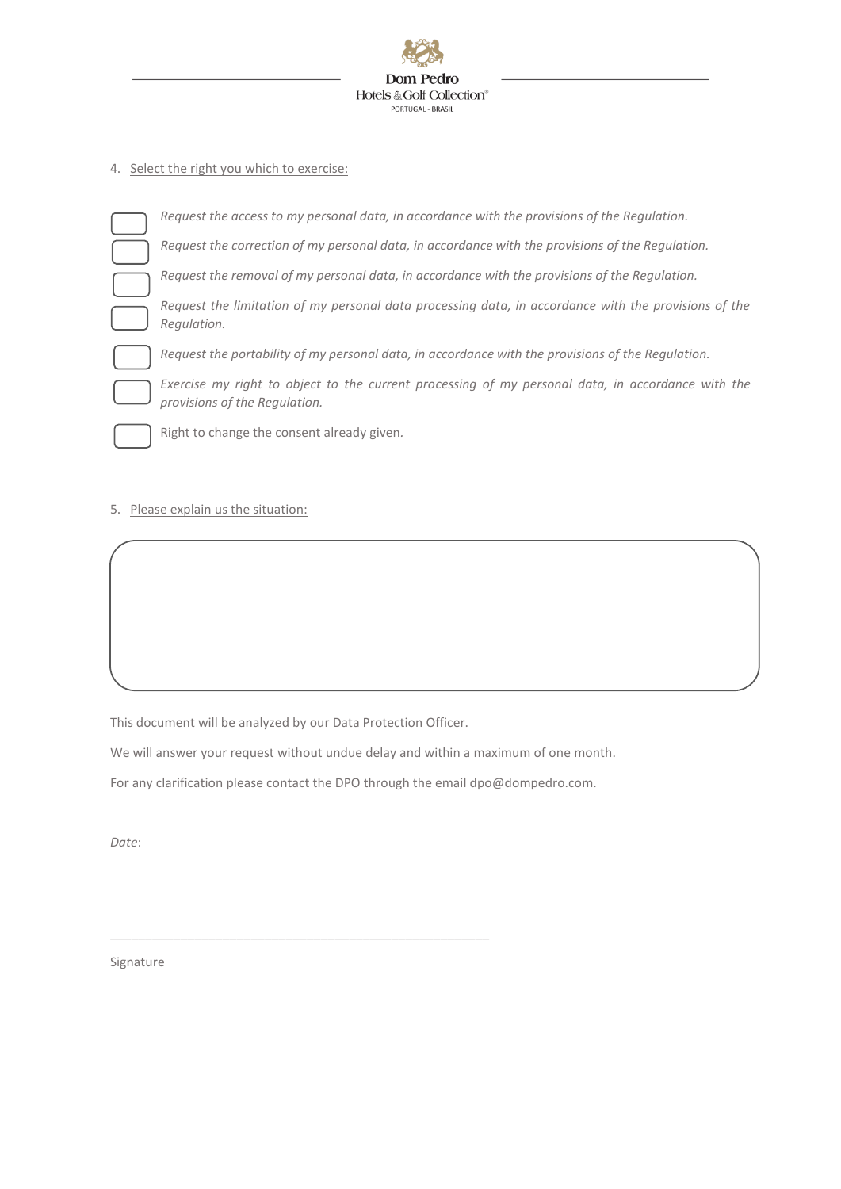4. Select the right you which to exercise:

- [ ] *Request the access to my personal data, in accordance with the provisions of the Regulation.*
- [ ] *Request the correction of my personal data, in accordance with the provisions of the Regulation.*
- [ ] *Request the removal of my personal data, in accordance with the provisions of the Regulation.*
- [ ] *Request the limitation of my personal data processing data, in accordance with the provisions of the Regulation.*
- [ ] *Request the portability of my personal data, in accordance with the provisions of the Regulation.*
- [ ] *Exercise my right to object to the current processing of my personal data, in accordance with the provisions of the Regulation.*
- [ ] Right to change the consent already given.

5. Please explain us the situation:

This document will be analyzed by our Data Protection Officer.

We will answer your request without undue delay and within a maximum of one month.

For any clarification please contact the DPO through the email dpo@dompedro.com.

*Date*:

_______________________________________________

Signature